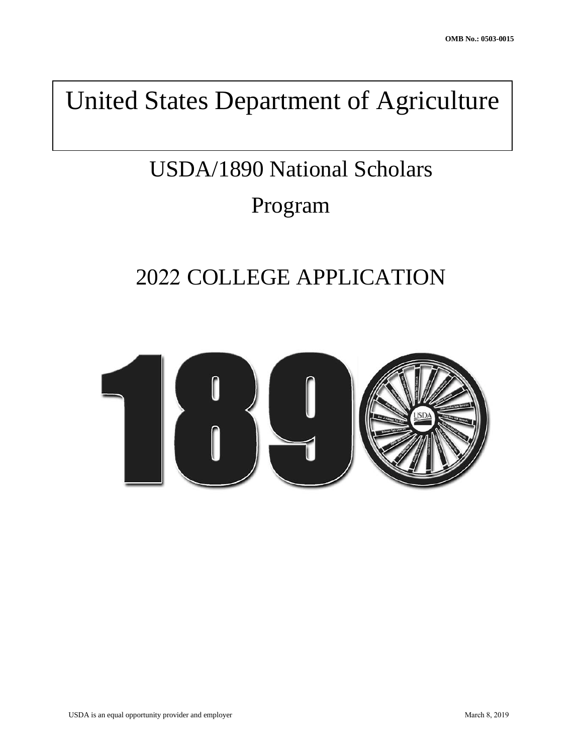OMB No.: 0503-0015

# United States Department of Agriculture

## USDA/1890 National Scholars Program

## 2022 COLLEGE APPLICATION

USDA is an equal opportunity provider and employer

March 8, 2019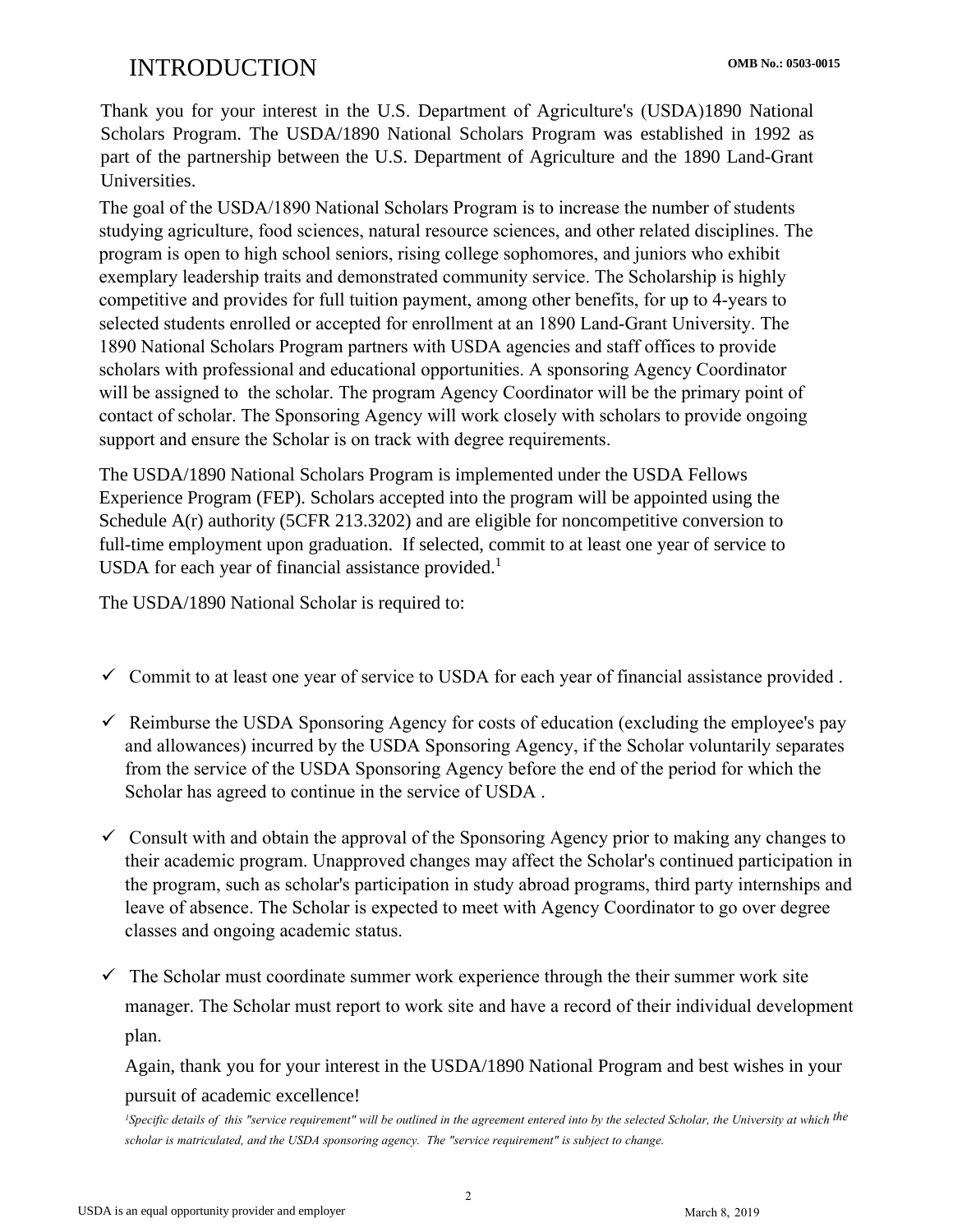# INTRODUCTION

OMB No.: 0503-0015

Thank you for your interest in the U.S. Department of Agriculture's (USDA)1890 National Scholars Program. The USDA/1890 National Scholars Program was established in 1992 as part of the partnership between the U.S. Department of Agriculture and the 1890 Land-Grant Universities.

The goal of the USDA/1890 National Scholars Program is to increase the number of students studying agriculture, food sciences, natural resource sciences, and other related disciplines. The program is open to high school seniors, rising college sophomores, and juniors who exhibit exemplary leadership traits and demonstrated community service. The Scholarship is highly competitive and provides for full tuition payment, among other benefits, for up to 4-years to selected students enrolled or accepted for enrollment at an 1890 Land-Grant University. The 1890 National Scholars Program partners with USDA agencies and staff offices to provide scholars with professional and educational opportunities. A sponsoring Agency Coordinator will be assigned to the scholar. The program Agency Coordinator will be the primary point of contact of scholar. The Sponsoring Agency will work closely with scholars to provide ongoing support and ensure the Scholar is on track with degree requirements.

The USDA/1890 National Scholars Program is implemented under the USDA Fellows Experience Program (FEP). Scholars accepted into the program will be appointed using the Schedule A(r) authority (5CFR 213.3202) and are eligible for noncompetitive conversion to full-time employment upon graduation. If selected, commit to at least one year of service to USDA for each year of financial assistance provided.[1]

The USDA/1890 National Scholar is required to:

- ✓ Commit to at least one year of service to USDA for each year of financial assistance provided .
- ✓ Reimburse the USDA Sponsoring Agency for costs of education (excluding the employee's pay and allowances) incurred by the USDA Sponsoring Agency, if the Scholar voluntarily separates from the service of the USDA Sponsoring Agency before the end of the period for which the Scholar has agreed to continue in the service of USDA .
- ✓ Consult with and obtain the approval of the Sponsoring Agency prior to making any changes to their academic program. Unapproved changes may affect the Scholar's continued participation in the program, such as scholar's participation in study abroad programs, third party internships and leave of absence. The Scholar is expected to meet with Agency Coordinator to go over degree classes and ongoing academic status.
- ✓ The Scholar must coordinate summer work experience through the their summer work site manager. The Scholar must report to work site and have a record of their individual development plan.

Again, thank you for your interest in the USDA/1890 National Program and best wishes in your pursuit of academic excellence!

*[1]Specific details of this "service requirement" will be outlined in the agreement entered into by the selected Scholar, the University at which the scholar is matriculated, and the USDA sponsoring agency. The "service requirement" is subject to change.*

USDA is an equal opportunity provider and employer

March 8, 2019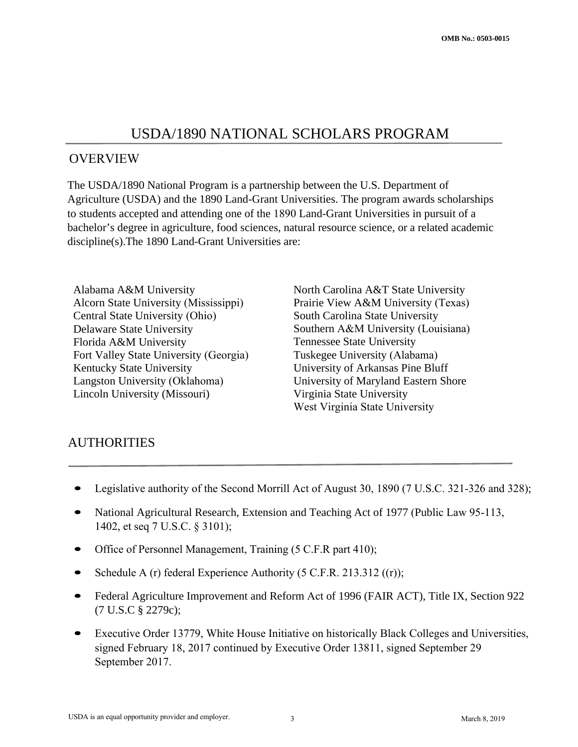# USDA/1890 NATIONAL SCHOLARS PROGRAM

## OVERVIEW

The USDA/1890 National Program is a partnership between the U.S. Department of Agriculture (USDA) and the 1890 Land-Grant Universities. The program awards scholarships to students accepted and attending one of the 1890 Land-Grant Universities in pursuit of a bachelor's degree in agriculture, food sciences, natural resource science, or a related academic discipline(s).The 1890 Land-Grant Universities are:

- Alabama A&M University
- Alcorn State University (Mississippi)
- Central State University (Ohio)
- Delaware State University
- Florida A&M University
- Fort Valley State University (Georgia)
- Kentucky State University
- Langston University (Oklahoma)
- Lincoln University (Missouri)
- North Carolina A&T State University
- Prairie View A&M University (Texas)
- South Carolina State University
- Southern A&M University (Louisiana)
- Tennessee State University
- Tuskegee University (Alabama)
- University of Arkansas Pine Bluff
- University of Maryland Eastern Shore
- Virginia State University
- West Virginia State University

## AUTHORITIES

- Legislative authority of the Second Morrill Act of August 30, 1890 (7 U.S.C. 321-326 and 328);
- National Agricultural Research, Extension and Teaching Act of 1977 (Public Law 95-113, 1402, et seq 7 U.S.C. § 3101);
- Office of Personnel Management, Training (5 C.F.R part 410);
- Schedule A (r) federal Experience Authority (5 C.F.R. 213.312 ((r));
- Federal Agriculture Improvement and Reform Act of 1996 (FAIR ACT), Title IX, Section 922 (7 U.S.C § 2279c);
- Executive Order 13779, White House Initiative on historically Black Colleges and Universities, signed February 18, 2017 continued by Executive Order 13811, signed September 29 September 2017.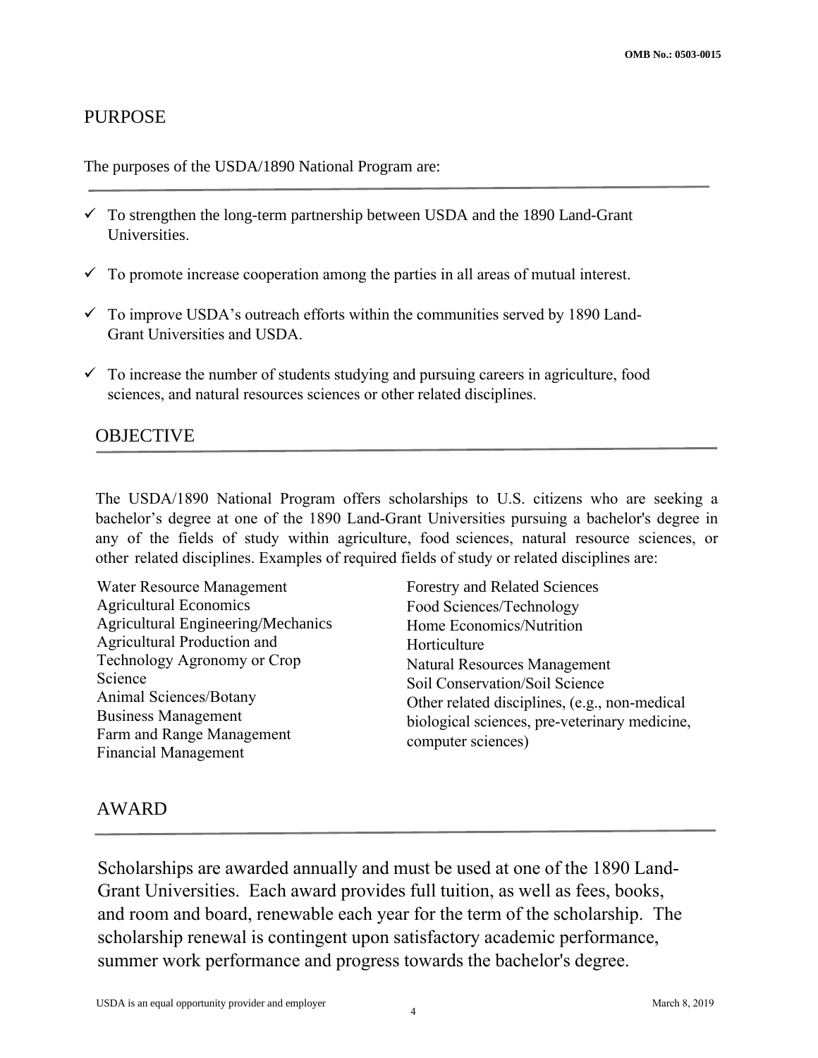## PURPOSE

The purposes of the USDA/1890 National Program are:

- ✓ To strengthen the long-term partnership between USDA and the 1890 Land-Grant Universities.
- ✓ To promote increase cooperation among the parties in all areas of mutual interest.
- ✓ To improve USDA's outreach efforts within the communities served by 1890 Land-Grant Universities and USDA.
- ✓ To increase the number of students studying and pursuing careers in agriculture, food sciences, and natural resources sciences or other related disciplines.

## OBJECTIVE

The USDA/1890 National Program offers scholarships to U.S. citizens who are seeking a bachelor's degree at one of the 1890 Land-Grant Universities pursuing a bachelor's degree in any of the fields of study within agriculture, food sciences, natural resource sciences, or other related disciplines. Examples of required fields of study or related disciplines are:

Water Resource Management
Agricultural Economics
Agricultural Engineering/Mechanics
Agricultural Production and Technology Agronomy or Crop Science
Animal Sciences/Botany
Business Management
Farm and Range Management
Financial Management
Forestry and Related Sciences
Food Sciences/Technology
Home Economics/Nutrition
Horticulture
Natural Resources Management
Soil Conservation/Soil Science
Other related disciplines, (e.g., non-medical biological sciences, pre-veterinary medicine, computer sciences)

## AWARD

Scholarships are awarded annually and must be used at one of the 1890 Land-Grant Universities. Each award provides full tuition, as well as fees, books, and room and board, renewable each year for the term of the scholarship. The scholarship renewal is contingent upon satisfactory academic performance, summer work performance and progress towards the bachelor's degree.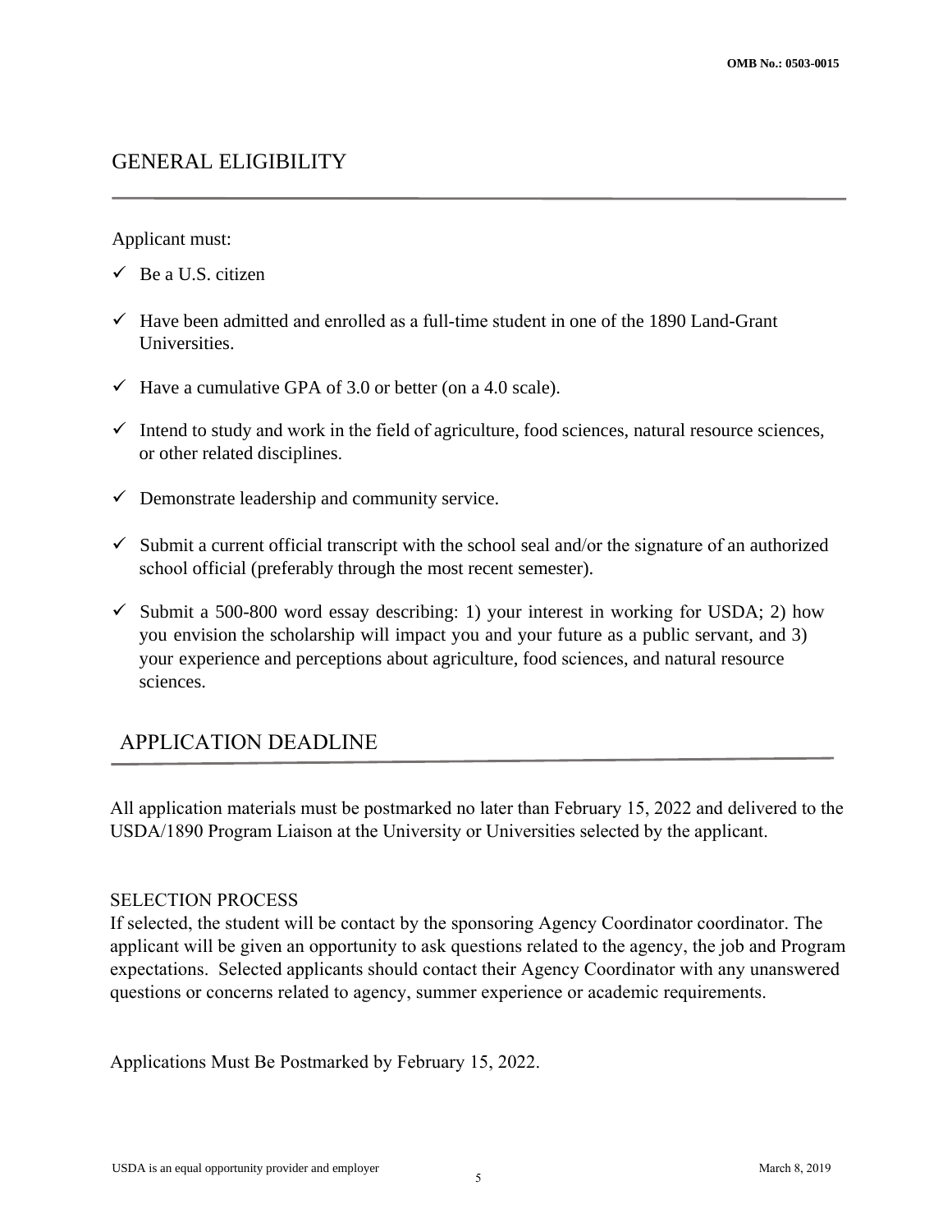## GENERAL ELIGIBILITY

Applicant must:

- ✓ Be a U.S. citizen
- ✓ Have been admitted and enrolled as a full-time student in one of the 1890 Land-Grant Universities.
- ✓ Have a cumulative GPA of 3.0 or better (on a 4.0 scale).
- ✓ Intend to study and work in the field of agriculture, food sciences, natural resource sciences, or other related disciplines.
- ✓ Demonstrate leadership and community service.
- ✓ Submit a current official transcript with the school seal and/or the signature of an authorized school official (preferably through the most recent semester).
- ✓ Submit a 500-800 word essay describing: 1) your interest in working for USDA; 2) how you envision the scholarship will impact you and your future as a public servant, and 3) your experience and perceptions about agriculture, food sciences, and natural resource sciences.

## APPLICATION DEADLINE

All application materials must be postmarked no later than February 15, 2022 and delivered to the USDA/1890 Program Liaison at the University or Universities selected by the applicant.

### SELECTION PROCESS

If selected, the student will be contact by the sponsoring Agency Coordinator coordinator. The applicant will be given an opportunity to ask questions related to the agency, the job and Program expectations. Selected applicants should contact their Agency Coordinator with any unanswered questions or concerns related to agency, summer experience or academic requirements.

Applications Must Be Postmarked by February 15, 2022.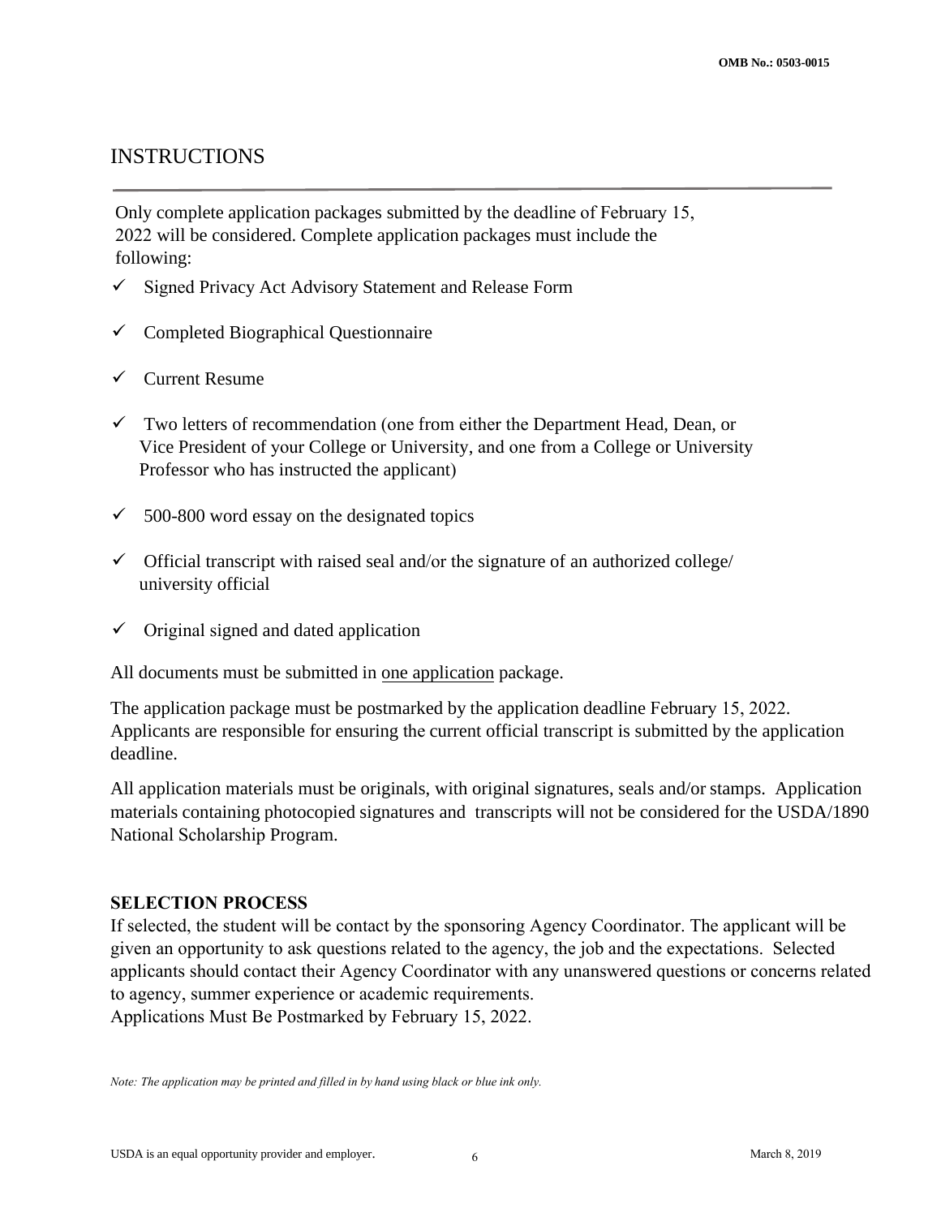## INSTRUCTIONS

Only complete application packages submitted by the deadline of February 15, 2022 will be considered. Complete application packages must include the following:

- ✓ Signed Privacy Act Advisory Statement and Release Form
- ✓ Completed Biographical Questionnaire
- ✓ Current Resume
- ✓ Two letters of recommendation (one from either the Department Head, Dean, or Vice President of your College or University, and one from a College or University Professor who has instructed the applicant)
- ✓ 500-800 word essay on the designated topics
- ✓ Official transcript with raised seal and/or the signature of an authorized college/ university official
- ✓ Original signed and dated application

All documents must be submitted in <u>one application</u> package.

The application package must be postmarked by the application deadline February 15, 2022. Applicants are responsible for ensuring the current official transcript is submitted by the application deadline.

All application materials must be originals, with original signatures, seals and/or stamps. Application materials containing photocopied signatures and transcripts will not be considered for the USDA/1890 National Scholarship Program.

**SELECTION PROCESS**

If selected, the student will be contact by the sponsoring Agency Coordinator. The applicant will be given an opportunity to ask questions related to the agency, the job and the expectations. Selected applicants should contact their Agency Coordinator with any unanswered questions or concerns related to agency, summer experience or academic requirements.

Applications Must Be Postmarked by February 15, 2022.

*Note: The application may be printed and filled in by hand using black or blue ink only.*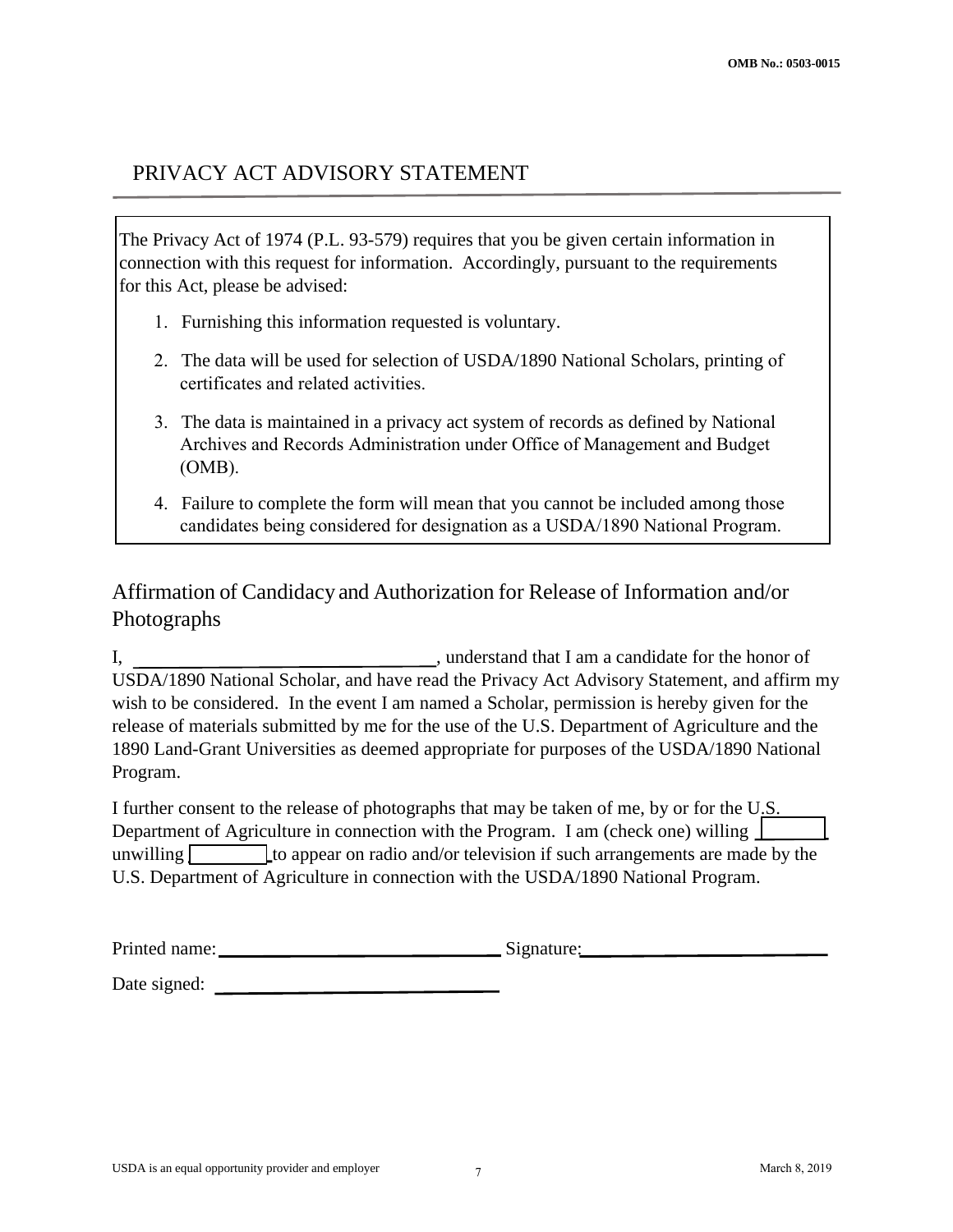OMB No.: 0503-0015

## PRIVACY ACT ADVISORY STATEMENT

The Privacy Act of 1974 (P.L. 93-579) requires that you be given certain information in connection with this request for information. Accordingly, pursuant to the requirements for this Act, please be advised:

1. Furnishing this information requested is voluntary.
2. The data will be used for selection of USDA/1890 National Scholars, printing of certificates and related activities.
3. The data is maintained in a privacy act system of records as defined by National Archives and Records Administration under Office of Management and Budget (OMB).
4. Failure to complete the form will mean that you cannot be included among those candidates being considered for designation as a USDA/1890 National Program.

## Affirmation of Candidacy and Authorization for Release of Information and/or Photographs

I, \_\_\_\_\_\_\_\_\_\_\_\_\_\_\_\_\_\_\_\_\_\_\_\_\_\_\_\_, understand that I am a candidate for the honor of USDA/1890 National Scholar, and have read the Privacy Act Advisory Statement, and affirm my wish to be considered. In the event I am named a Scholar, permission is hereby given for the release of materials submitted by me for the use of the U.S. Department of Agriculture and the 1890 Land-Grant Universities as deemed appropriate for purposes of the USDA/1890 National Program.

I further consent to the release of photographs that may be taken of me, by or for the U.S. Department of Agriculture in connection with the Program. I am (check one) willing [ ] unwilling [ ] to appear on radio and/or television if such arrangements are made by the U.S. Department of Agriculture in connection with the USDA/1890 National Program.

Printed name: \_\_\_\_\_\_\_\_\_\_\_\_\_\_\_\_\_\_\_\_\_\_\_\_\_\_\_\_ Signature: \_\_\_\_\_\_\_\_\_\_\_\_\_\_\_\_\_\_\_\_\_\_\_\_\_\_\_\_

Date signed: \_\_\_\_\_\_\_\_\_\_\_\_\_\_\_\_\_\_\_\_\_\_\_\_\_\_\_\_

USDA is an equal opportunity provider and employer

March 8, 2019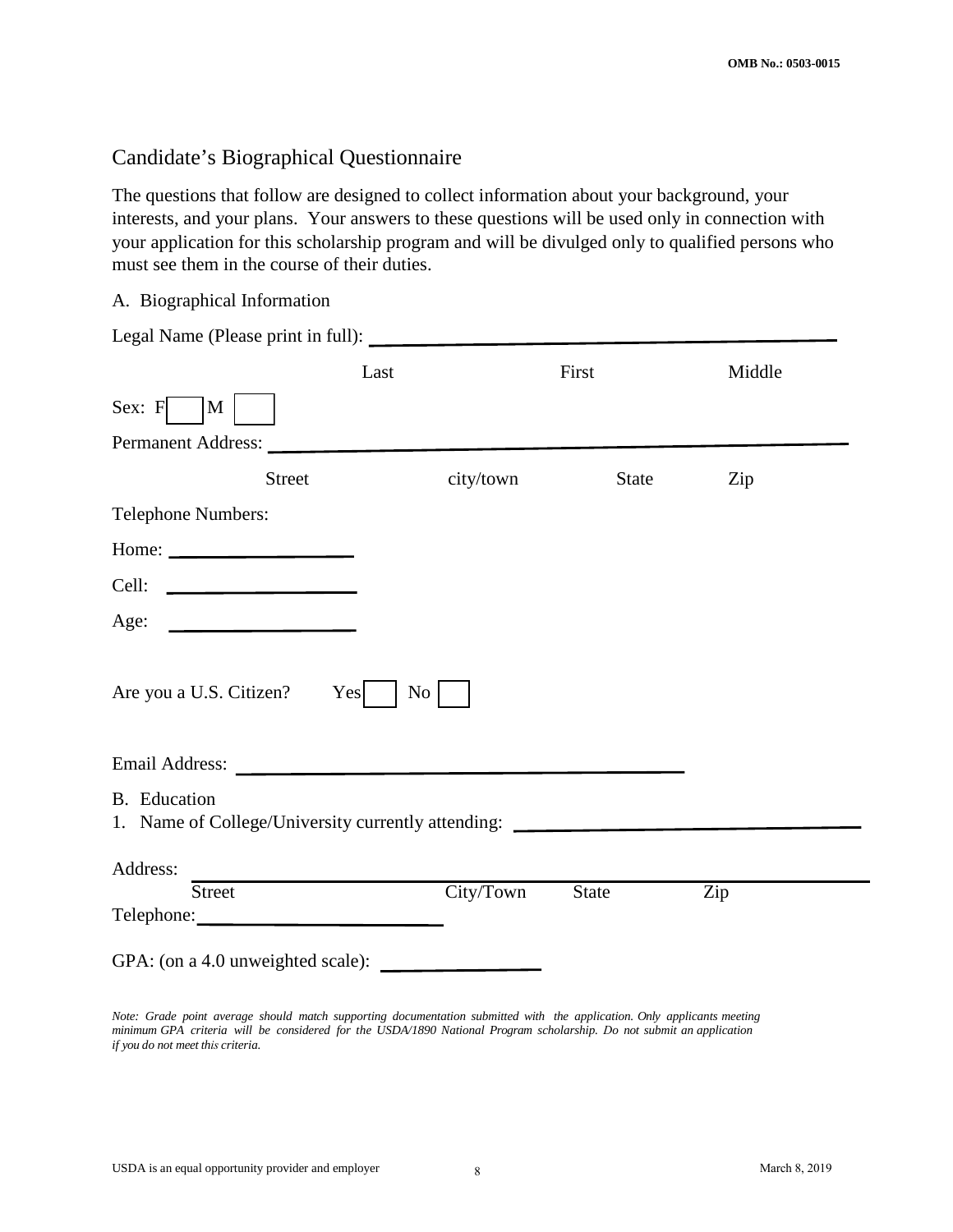OMB No.: 0503-0015

## Candidate's Biographical Questionnaire

The questions that follow are designed to collect information about your background, your interests, and your plans. Your answers to these questions will be used only in connection with your application for this scholarship program and will be divulged only to qualified persons who must see them in the course of their duties.

A. Biographical Information

Legal Name (Please print in full): ______________________________________________

Last First Middle

Sex: F ☐ M ☐

Permanent Address: ______________________________________________

Street city/town State Zip

Telephone Numbers:

Home: ____________________

Cell: ____________________

Age: ____________________

Are you a U.S. Citizen? Yes ☐ No ☐

Email Address: ______________________________________________

B. Education

1. Name of College/University currently attending: ______________________________

Address: ______________________________________________

Street City/Town State Zip

Telephone: ________________________

GPA: (on a 4.0 unweighted scale): ________________

*Note: Grade point average should match supporting documentation submitted with the application. Only applicants meeting minimum GPA criteria will be considered for the USDA/1890 National Program scholarship. Do not submit an application if you do not meet this criteria.*

USDA is an equal opportunity provider and employer March 8, 2019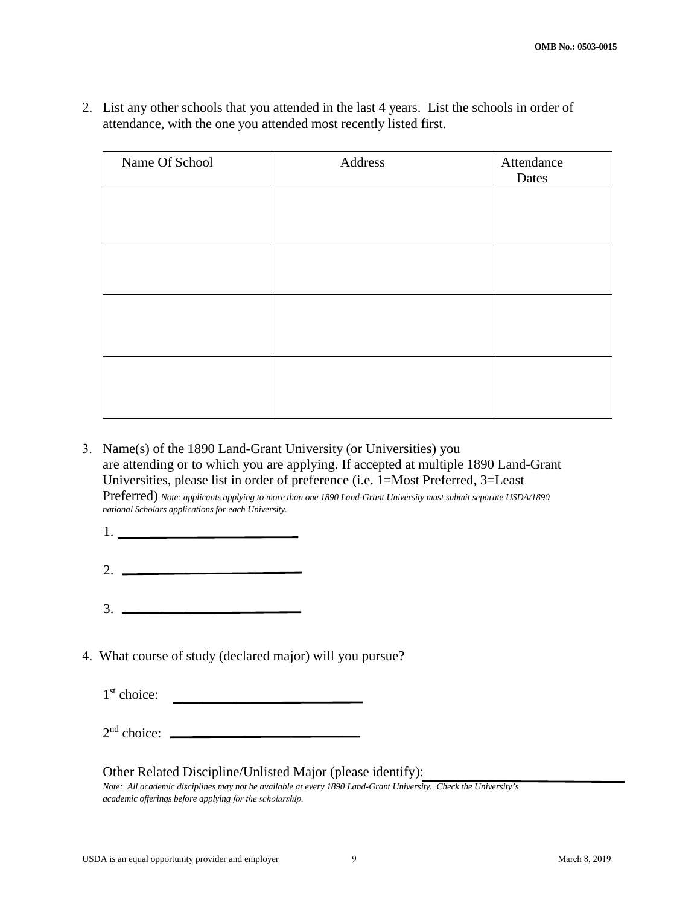2. List any other schools that you attended in the last 4 years. List the schools in order of attendance, with the one you attended most recently listed first.

| Name Of School | Address | Attendance Dates |
|---|---|---|
| | | |
| | | |
| | | |
| | | |

3. Name(s) of the 1890 Land-Grant University (or Universities) you are attending or to which you are applying. If accepted at multiple 1890 Land-Grant Universities, please list in order of preference (i.e. 1=Most Preferred, 3=Least Preferred) *Note: applicants applying to more than one 1890 Land-Grant University must submit separate USDA/1890 national Scholars applications for each University.*

   1. ____________________________

   2. ____________________________

   3. ____________________________

4. What course of study (declared major) will you pursue?

   1st choice: ____________________________

   2nd choice: ____________________________

   Other Related Discipline/Unlisted Major (please identify): ____________________________

   *Note: All academic disciplines may not be available at every 1890 Land-Grant University. Check the University's academic offerings before applying for the scholarship.*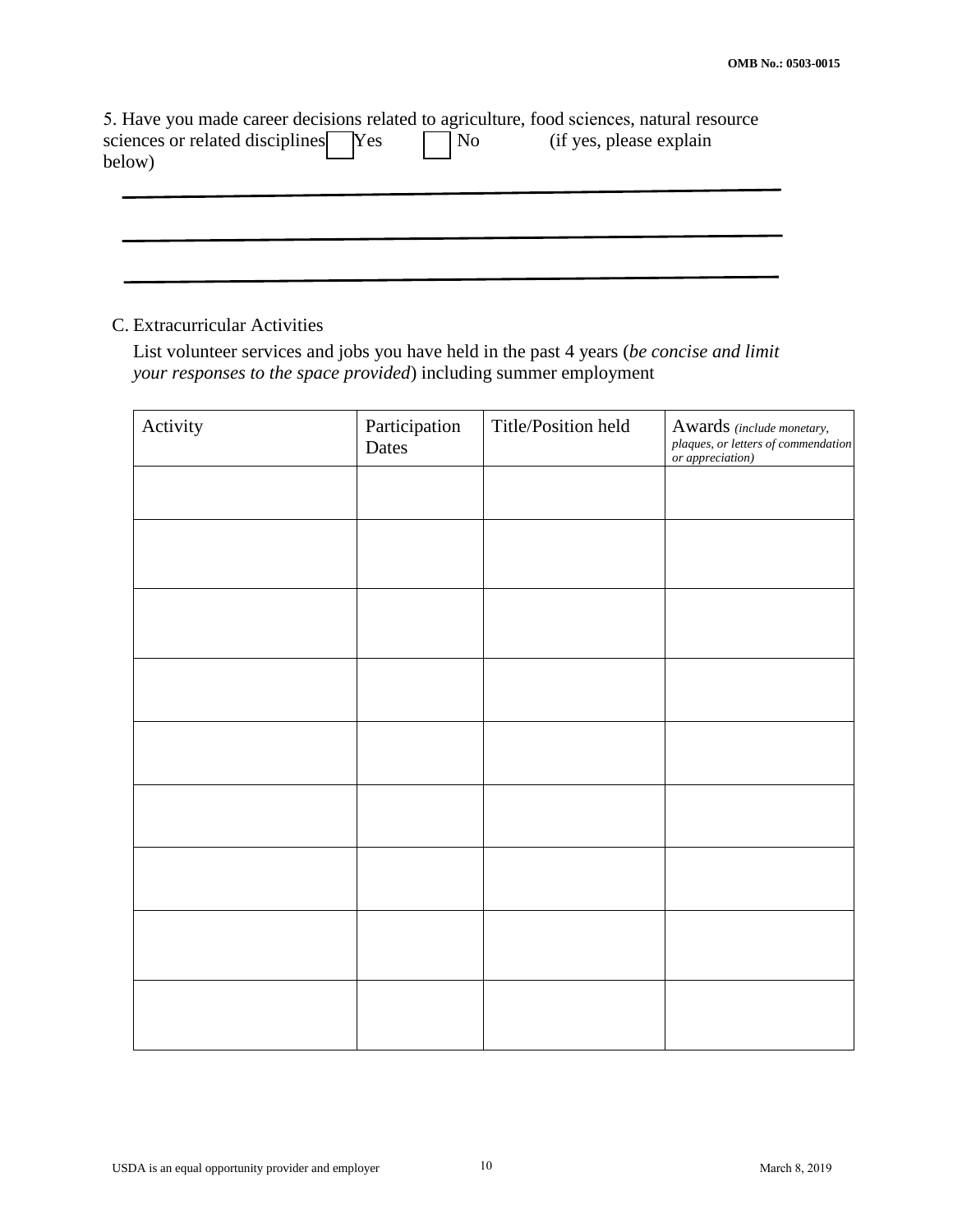5. Have you made career decisions related to agriculture, food sciences, natural resource sciences or related disciplines ☐ Yes ☐ No (if yes, please explain below)

\_\_\_\_\_\_\_\_\_\_\_\_\_\_\_\_\_\_\_\_\_\_\_\_\_\_\_\_\_\_\_\_\_\_\_\_\_\_\_\_\_\_\_\_\_\_\_\_\_\_\_\_\_\_\_\_\_\_\_\_\_\_\_\_\_\_\_\_\_\_

\_\_\_\_\_\_\_\_\_\_\_\_\_\_\_\_\_\_\_\_\_\_\_\_\_\_\_\_\_\_\_\_\_\_\_\_\_\_\_\_\_\_\_\_\_\_\_\_\_\_\_\_\_\_\_\_\_\_\_\_\_\_\_\_\_\_\_\_\_\_

\_\_\_\_\_\_\_\_\_\_\_\_\_\_\_\_\_\_\_\_\_\_\_\_\_\_\_\_\_\_\_\_\_\_\_\_\_\_\_\_\_\_\_\_\_\_\_\_\_\_\_\_\_\_\_\_\_\_\_\_\_\_\_\_\_\_\_\_\_\_

C. Extracurricular Activities

List volunteer services and jobs you have held in the past 4 years (*be concise and limit your responses to the space provided*) including summer employment

| Activity | Participation Dates | Title/Position held | Awards *(include monetary, plaques, or letters of commendation or appreciation)* |
|---|---|---|---|
| | | | |
| | | | |
| | | | |
| | | | |
| | | | |
| | | | |
| | | | |
| | | | |
| | | | |

USDA is an equal opportunity provider and employer

March 8, 2019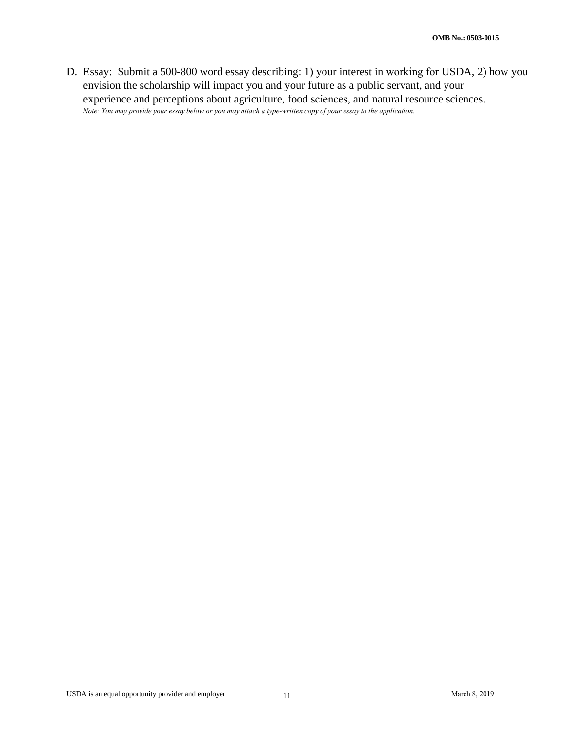D. Essay: Submit a 500-800 word essay describing: 1) your interest in working for USDA, 2) how you envision the scholarship will impact you and your future as a public servant, and your experience and perceptions about agriculture, food sciences, and natural resource sciences.

*Note: You may provide your essay below or you may attach a type-written copy of your essay to the application.*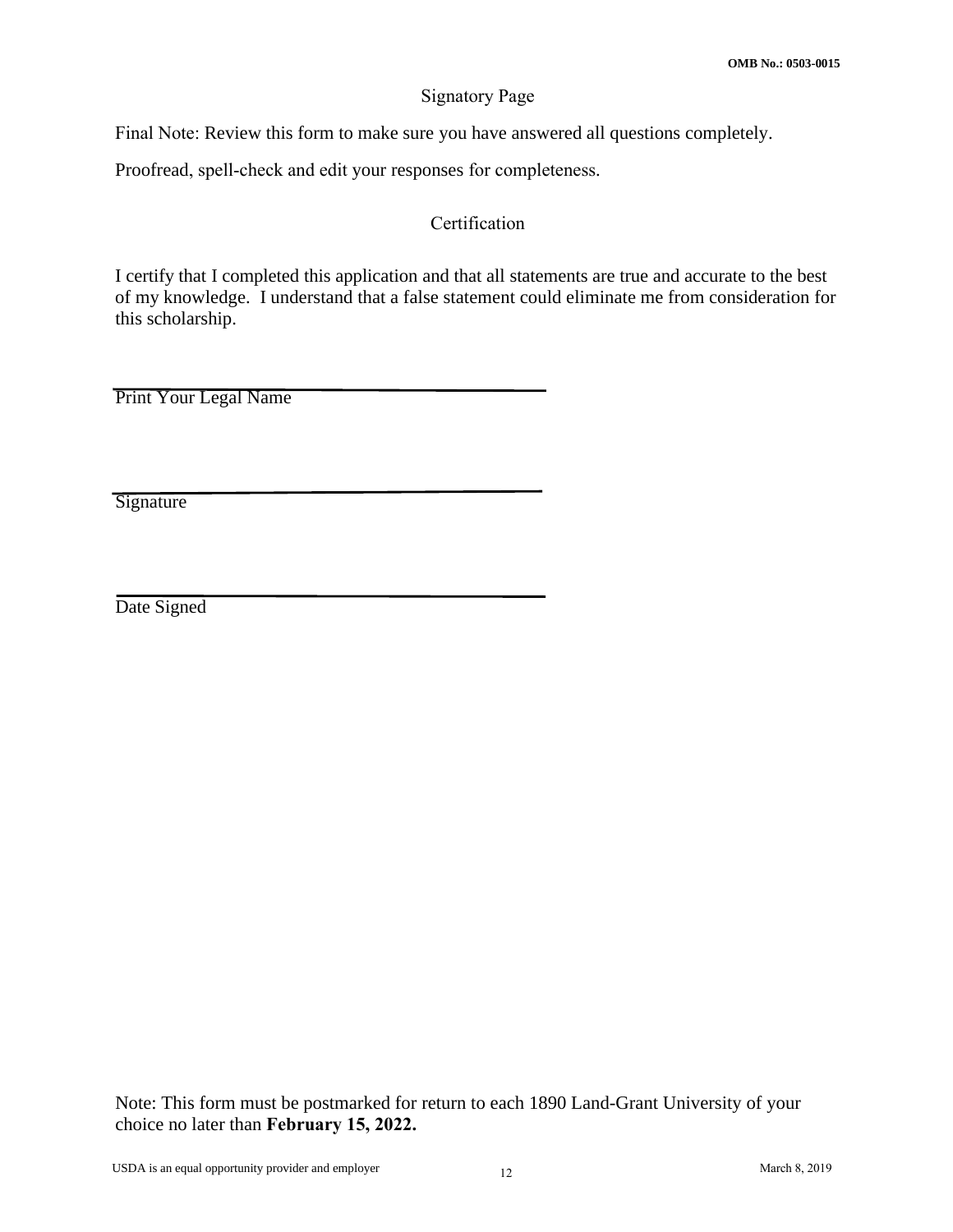OMB No.: 0503-0015

## Signatory Page

Final Note: Review this form to make sure you have answered all questions completely.

Proofread, spell-check and edit your responses for completeness.

## Certification

I certify that I completed this application and that all statements are true and accurate to the best of my knowledge. I understand that a false statement could eliminate me from consideration for this scholarship.

\_\_\_\_\_\_\_\_\_\_\_\_\_\_\_\_\_\_\_\_\_\_\_\_\_\_\_\_\_\_\_\_\_\_\_\_\_\_\_\_
Print Your Legal Name

\_\_\_\_\_\_\_\_\_\_\_\_\_\_\_\_\_\_\_\_\_\_\_\_\_\_\_\_\_\_\_\_\_\_\_\_\_\_\_\_
Signature

\_\_\_\_\_\_\_\_\_\_\_\_\_\_\_\_\_\_\_\_\_\_\_\_\_\_\_\_\_\_\_\_\_\_\_\_\_\_\_\_
Date Signed

Note: This form must be postmarked for return to each 1890 Land-Grant University of your choice no later than **February 15, 2022.**

USDA is an equal opportunity provider and employer

March 8, 2019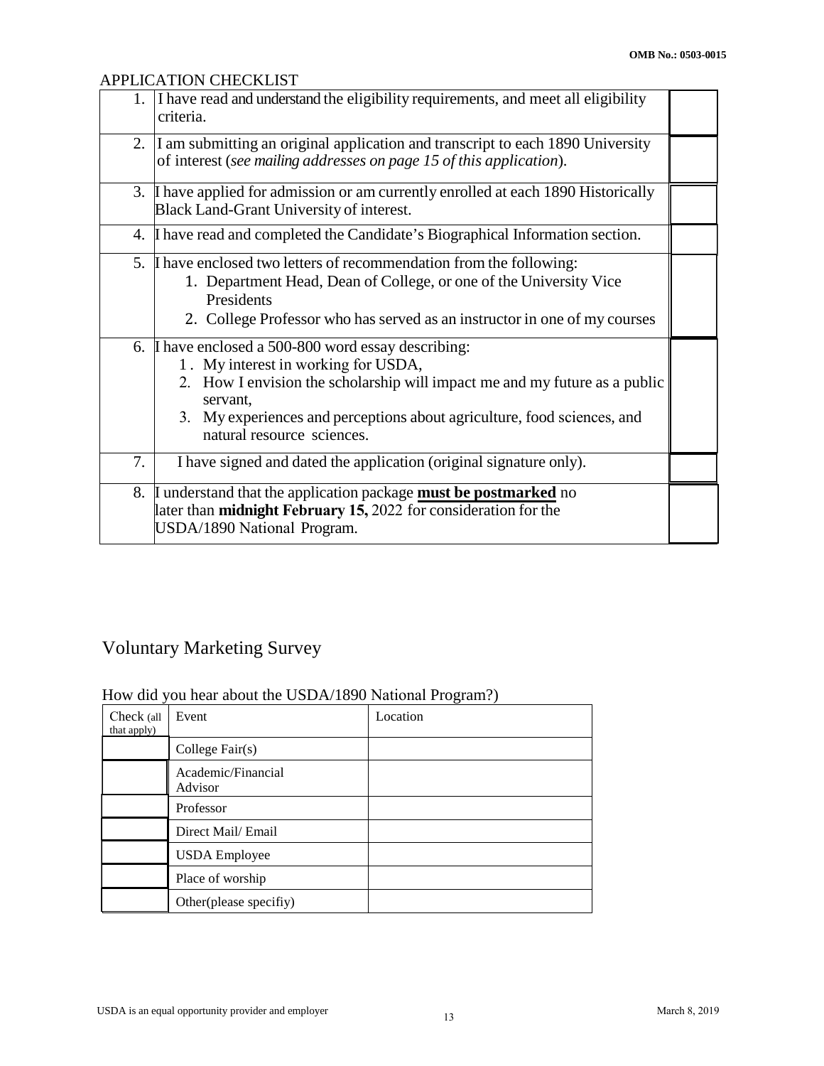OMB No.: 0503-0015

## APPLICATION CHECKLIST

| | | |
|---|---|---|
| 1. | I have read and understand the eligibility requirements, and meet all eligibility criteria. | |
| 2. | I am submitting an original application and transcript to each 1890 University of interest (*see mailing addresses on page 15 of this application*). | |
| 3. | I have applied for admission or am currently enrolled at each 1890 Historically Black Land-Grant University of interest. | |
| 4. | I have read and completed the Candidate's Biographical Information section. | |
| 5. | I have enclosed two letters of recommendation from the following:<br>1. Department Head, Dean of College, or one of the University Vice Presidents<br>2. College Professor who has served as an instructor in one of my courses | |
| 6. | I have enclosed a 500-800 word essay describing:<br>1. My interest in working for USDA,<br>2. How I envision the scholarship will impact me and my future as a public servant,<br>3. My experiences and perceptions about agriculture, food sciences, and natural resource sciences. | |
| 7. | I have signed and dated the application (original signature only). | |
| 8. | I understand that the application package <u>**must be postmarked**</u> no later than **midnight February 15,** 2022 for consideration for the USDA/1890 National Program. | |

## Voluntary Marketing Survey

How did you hear about the USDA/1890 National Program?)

| Check (all that apply) | Event | Location |
|---|---|---|
| | College Fair(s) | |
| | Academic/Financial Advisor | |
| | Professor | |
| | Direct Mail/ Email | |
| | USDA Employee | |
| | Place of worship | |
| | Other(please specifiy) | |

USDA is an equal opportunity provider and employer

March 8, 2019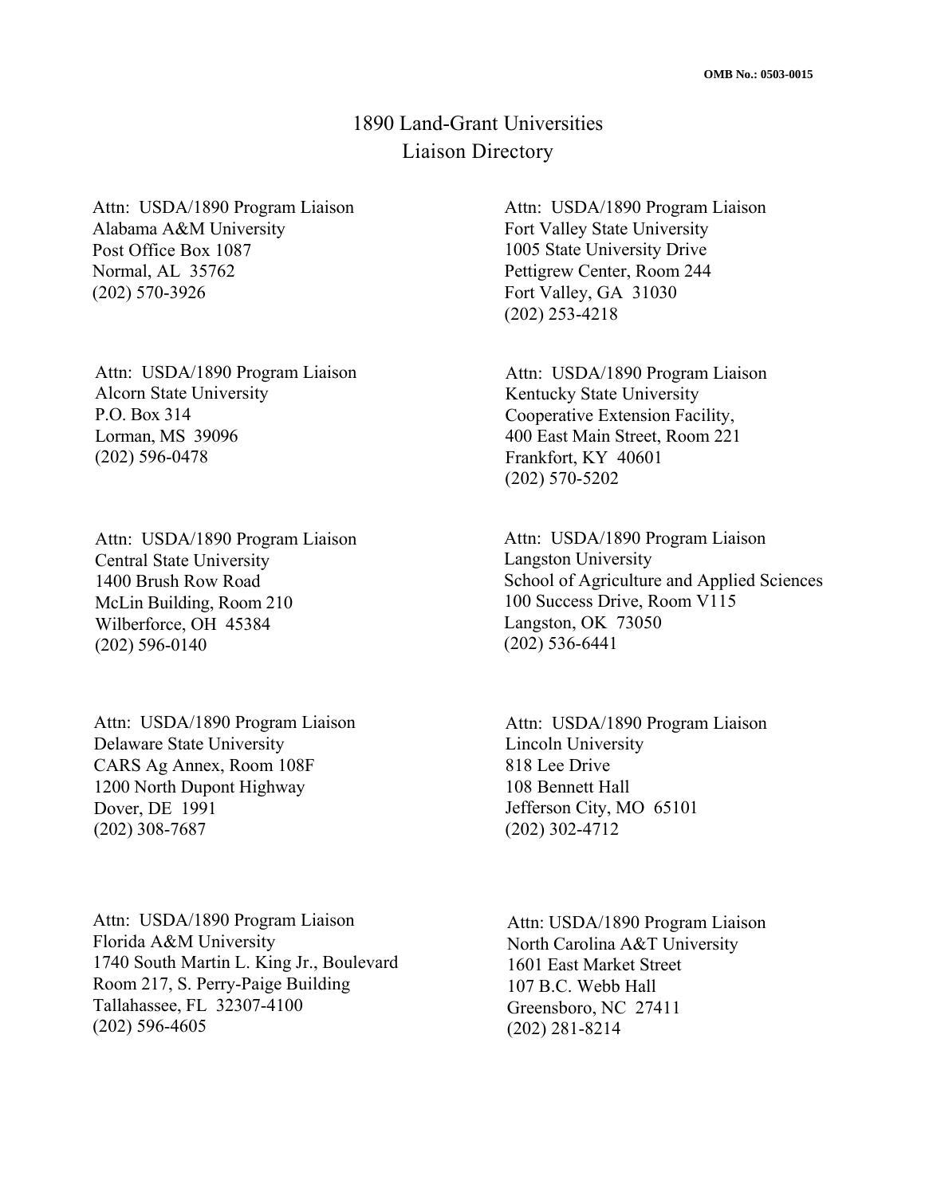OMB No.: 0503-0015

# 1890 Land-Grant Universities
## Liaison Directory

Attn: USDA/1890 Program Liaison
Alabama A&M University
Post Office Box 1087
Normal, AL 35762
(202) 570-3926

Attn: USDA/1890 Program Liaison
Alcorn State University
P.O. Box 314
Lorman, MS 39096
(202) 596-0478

Attn: USDA/1890 Program Liaison
Central State University
1400 Brush Row Road
McLin Building, Room 210
Wilberforce, OH 45384
(202) 596-0140

Attn: USDA/1890 Program Liaison
Delaware State University
CARS Ag Annex, Room 108F
1200 North Dupont Highway
Dover, DE 1991
(202) 308-7687

Attn: USDA/1890 Program Liaison
Florida A&M University
1740 South Martin L. King Jr., Boulevard
Room 217, S. Perry-Paige Building
Tallahassee, FL 32307-4100
(202) 596-4605

Attn: USDA/1890 Program Liaison
Fort Valley State University
1005 State University Drive
Pettigrew Center, Room 244
Fort Valley, GA 31030
(202) 253-4218

Attn: USDA/1890 Program Liaison
Kentucky State University
Cooperative Extension Facility,
400 East Main Street, Room 221
Frankfort, KY 40601
(202) 570-5202

Attn: USDA/1890 Program Liaison
Langston University
School of Agriculture and Applied Sciences
100 Success Drive, Room V115
Langston, OK 73050
(202) 536-6441

Attn: USDA/1890 Program Liaison
Lincoln University
818 Lee Drive
108 Bennett Hall
Jefferson City, MO 65101
(202) 302-4712

Attn: USDA/1890 Program Liaison
North Carolina A&T University
1601 East Market Street
107 B.C. Webb Hall
Greensboro, NC 27411
(202) 281-8214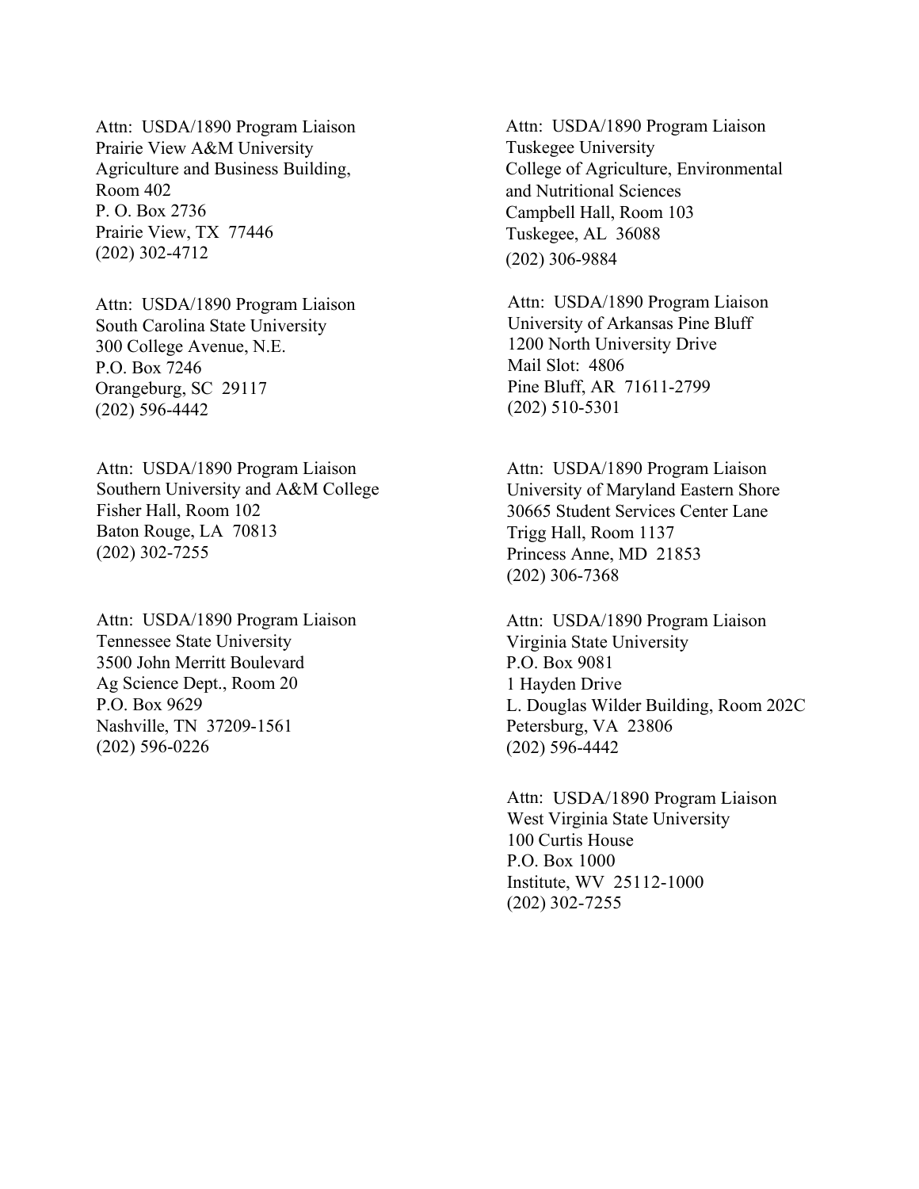Attn: USDA/1890 Program Liaison
Prairie View A&M University
Agriculture and Business Building,
Room 402
P. O. Box 2736
Prairie View, TX 77446
(202) 302-4712

Attn: USDA/1890 Program Liaison
South Carolina State University
300 College Avenue, N.E.
P.O. Box 7246
Orangeburg, SC 29117
(202) 596-4442

Attn: USDA/1890 Program Liaison
Southern University and A&M College
Fisher Hall, Room 102
Baton Rouge, LA 70813
(202) 302-7255

Attn: USDA/1890 Program Liaison
Tennessee State University
3500 John Merritt Boulevard
Ag Science Dept., Room 20
P.O. Box 9629
Nashville, TN 37209-1561
(202) 596-0226

Attn: USDA/1890 Program Liaison
Tuskegee University
College of Agriculture, Environmental
and Nutritional Sciences
Campbell Hall, Room 103
Tuskegee, AL 36088
(202) 306-9884

Attn: USDA/1890 Program Liaison
University of Arkansas Pine Bluff
1200 North University Drive
Mail Slot: 4806
Pine Bluff, AR 71611-2799
(202) 510-5301

Attn: USDA/1890 Program Liaison
University of Maryland Eastern Shore
30665 Student Services Center Lane
Trigg Hall, Room 1137
Princess Anne, MD 21853
(202) 306-7368

Attn: USDA/1890 Program Liaison
Virginia State University
P.O. Box 9081
1 Hayden Drive
L. Douglas Wilder Building, Room 202C
Petersburg, VA 23806
(202) 596-4442

Attn: USDA/1890 Program Liaison
West Virginia State University
100 Curtis House
P.O. Box 1000
Institute, WV 25112-1000
(202) 302-7255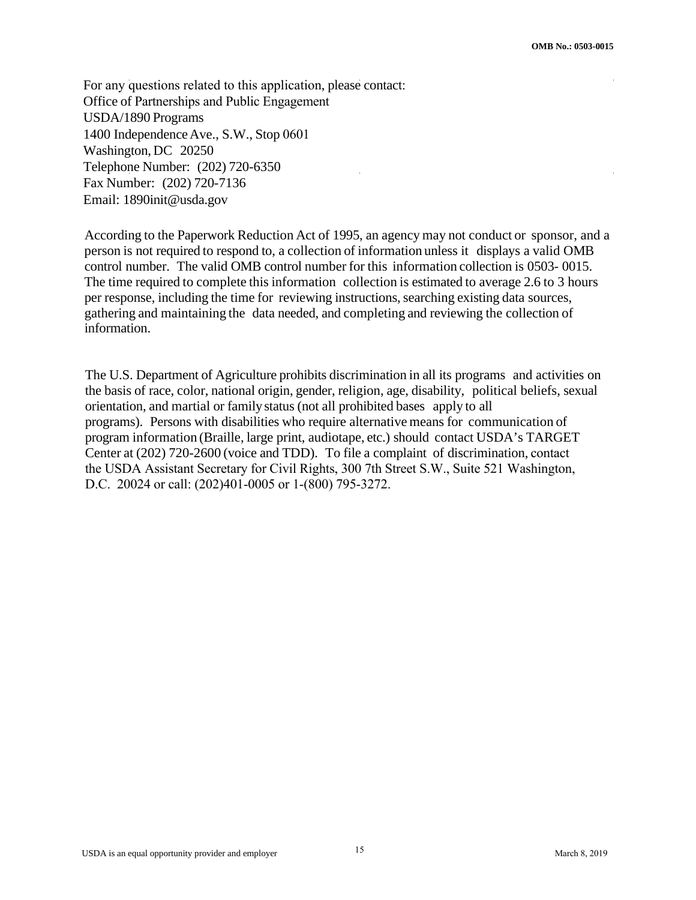For any questions related to this application, please contact:
Office of Partnerships and Public Engagement
USDA/1890 Programs
1400 Independence Ave., S.W., Stop 0601
Washington, DC 20250
Telephone Number: (202) 720-6350
Fax Number: (202) 720-7136
Email: 1890init@usda.gov

According to the Paperwork Reduction Act of 1995, an agency may not conduct or sponsor, and a person is not required to respond to, a collection of information unless it displays a valid OMB control number. The valid OMB control number for this information collection is 0503- 0015. The time required to complete this information collection is estimated to average 2.6 to 3 hours per response, including the time for reviewing instructions, searching existing data sources, gathering and maintaining the data needed, and completing and reviewing the collection of information.

The U.S. Department of Agriculture prohibits discrimination in all its programs and activities on the basis of race, color, national origin, gender, religion, age, disability, political beliefs, sexual orientation, and martial or family status (not all prohibited bases apply to all programs). Persons with disabilities who require alternative means for communication of program information (Braille, large print, audiotape, etc.) should contact USDA's TARGET Center at (202) 720-2600 (voice and TDD). To file a complaint of discrimination, contact the USDA Assistant Secretary for Civil Rights, 300 7th Street S.W., Suite 521 Washington, D.C. 20024 or call: (202)401-0005 or 1-(800) 795-3272.